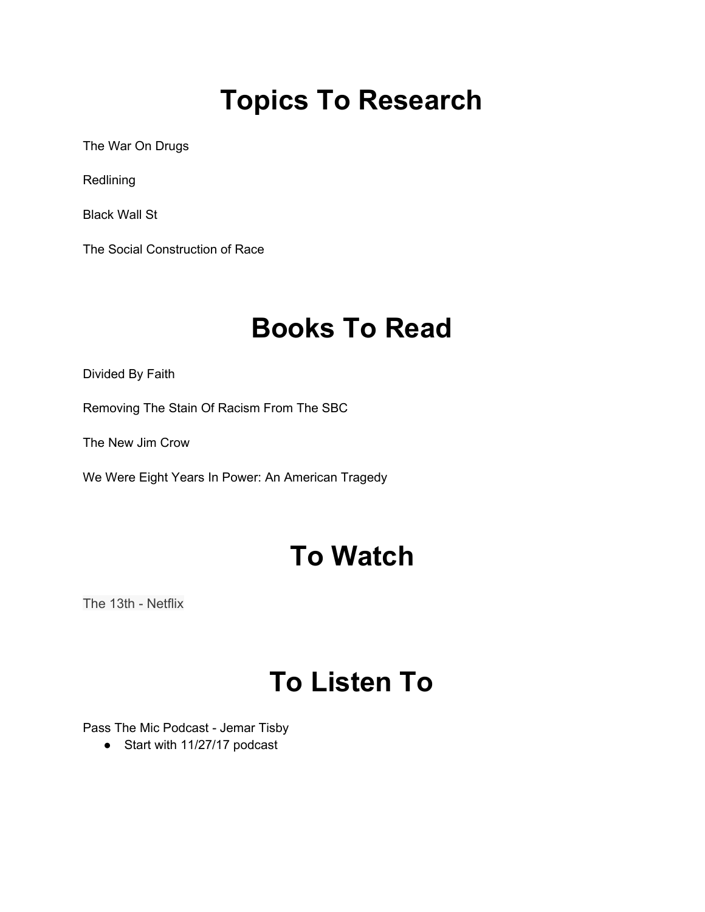# Topics To Research

The War On Drugs

Redlining

Black Wall St

The Social Construction of Race

# Books To Read

Divided By Faith

Removing The Stain Of Racism From The SBC

The New Jim Crow

We Were Eight Years In Power: An American Tragedy

# To Watch

The 13th - Netflix

# To Listen To

Pass The Mic Podcast - Jemar Tisby

- Start with 11/27/17 podcast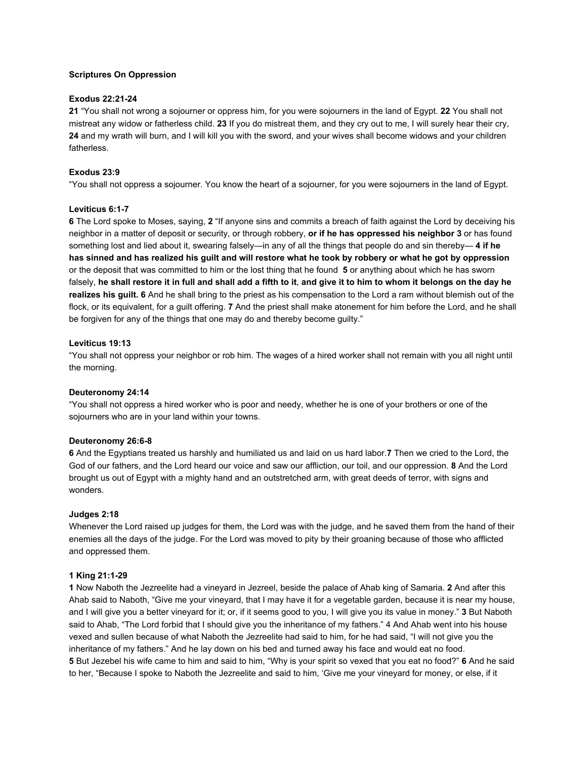**Scriptures On Oppression**

**Exodus 22:21-24**

**21** “You shall not wrong a sojourner or oppress him, for you were sojourners in the land of Egypt. **22** You shall not mistreat any widow or fatherless child. **23** If you do mistreat them, and they cry out to me, I will surely hear their cry, **24** and my wrath will burn, and I will kill you with the sword, and your wives shall become widows and your children fatherless.

**Exodus 23:9**

“You shall not oppress a sojourner. You know the heart of a sojourner, for you were sojourners in the land of Egypt.

**Leviticus 6:1-7**

**6** The Lord spoke to Moses, saying, **2** “If anyone sins and commits a breach of faith against the Lord by deceiving his neighbor in a matter of deposit or security, or through robbery, **or if he has oppressed his neighbor 3** or has found something lost and lied about it, swearing falsely—in any of all the things that people do and sin thereby— **4 if he has sinned and has realized his guilt and will restore what he took by robbery or what he got by oppression** or the deposit that was committed to him or the lost thing that he found **5** or anything about which he has sworn falsely, **he shall restore it in full and shall add a fifth to it**, **and give it to him to whom it belongs on the day he realizes his guilt. 6** And he shall bring to the priest as his compensation to the Lord a ram without blemish out of the flock, or its equivalent, for a guilt offering. **7** And the priest shall make atonement for him before the Lord, and he shall be forgiven for any of the things that one may do and thereby become guilty.”

**Leviticus 19:13**

“You shall not oppress your neighbor or rob him. The wages of a hired worker shall not remain with you all night until the morning.

**Deuteronomy 24:14**

“You shall not oppress a hired worker who is poor and needy, whether he is one of your brothers or one of the sojourners who are in your land within your towns.

**Deuteronomy 26:6-8**

**6** And the Egyptians treated us harshly and humiliated us and laid on us hard labor.**7** Then we cried to the Lord, the God of our fathers, and the Lord heard our voice and saw our affliction, our toil, and our oppression. **8** And the Lord brought us out of Egypt with a mighty hand and an outstretched arm, with great deeds of terror, with signs and wonders.

**Judges 2:18**

Whenever the Lord raised up judges for them, the Lord was with the judge, and he saved them from the hand of their enemies all the days of the judge. For the Lord was moved to pity by their groaning because of those who afflicted and oppressed them.

**1 King 21:1-29**

**1** Now Naboth the Jezreelite had a vineyard in Jezreel, beside the palace of Ahab king of Samaria. **2** And after this Ahab said to Naboth, “Give me your vineyard, that I may have it for a vegetable garden, because it is near my house, and I will give you a better vineyard for it; or, if it seems good to you, I will give you its value in money.” **3** But Naboth said to Ahab, “The Lord forbid that I should give you the inheritance of my fathers.” 4 And Ahab went into his house vexed and sullen because of what Naboth the Jezreelite had said to him, for he had said, “I will not give you the inheritance of my fathers.” And he lay down on his bed and turned away his face and would eat no food.
**5** But Jezebel his wife came to him and said to him, “Why is your spirit so vexed that you eat no food?” **6** And he said to her, “Because I spoke to Naboth the Jezreelite and said to him, ‘Give me your vineyard for money, or else, if it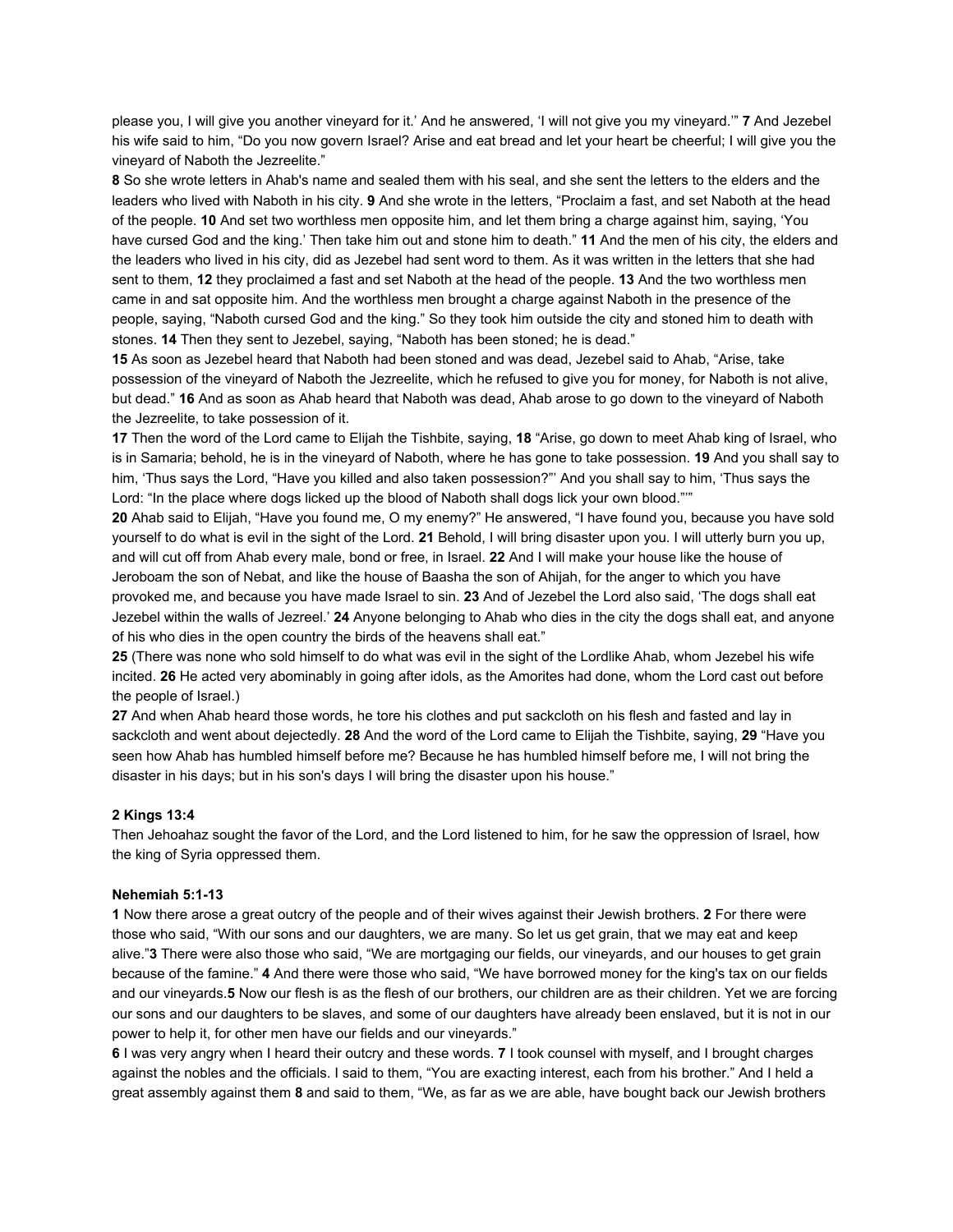please you, I will give you another vineyard for it.' And he answered, 'I will not give you my vineyard.'" **7** And Jezebel his wife said to him, "Do you now govern Israel? Arise and eat bread and let your heart be cheerful; I will give you the vineyard of Naboth the Jezreelite."

**8** So she wrote letters in Ahab's name and sealed them with his seal, and she sent the letters to the elders and the leaders who lived with Naboth in his city. **9** And she wrote in the letters, "Proclaim a fast, and set Naboth at the head of the people. **10** And set two worthless men opposite him, and let them bring a charge against him, saying, 'You have cursed God and the king.' Then take him out and stone him to death." **11** And the men of his city, the elders and the leaders who lived in his city, did as Jezebel had sent word to them. As it was written in the letters that she had sent to them, **12** they proclaimed a fast and set Naboth at the head of the people. **13** And the two worthless men came in and sat opposite him. And the worthless men brought a charge against Naboth in the presence of the people, saying, "Naboth cursed God and the king." So they took him outside the city and stoned him to death with stones. **14** Then they sent to Jezebel, saying, "Naboth has been stoned; he is dead."

**15** As soon as Jezebel heard that Naboth had been stoned and was dead, Jezebel said to Ahab, "Arise, take possession of the vineyard of Naboth the Jezreelite, which he refused to give you for money, for Naboth is not alive, but dead." **16** And as soon as Ahab heard that Naboth was dead, Ahab arose to go down to the vineyard of Naboth the Jezreelite, to take possession of it.

**17** Then the word of the Lord came to Elijah the Tishbite, saying, **18** "Arise, go down to meet Ahab king of Israel, who is in Samaria; behold, he is in the vineyard of Naboth, where he has gone to take possession. **19** And you shall say to him, 'Thus says the Lord, "Have you killed and also taken possession?"' And you shall say to him, 'Thus says the Lord: "In the place where dogs licked up the blood of Naboth shall dogs lick your own blood."'"

**20** Ahab said to Elijah, "Have you found me, O my enemy?" He answered, "I have found you, because you have sold yourself to do what is evil in the sight of the Lord. **21** Behold, I will bring disaster upon you. I will utterly burn you up, and will cut off from Ahab every male, bond or free, in Israel. **22** And I will make your house like the house of Jeroboam the son of Nebat, and like the house of Baasha the son of Ahijah, for the anger to which you have provoked me, and because you have made Israel to sin. **23** And of Jezebel the Lord also said, 'The dogs shall eat Jezebel within the walls of Jezreel.' **24** Anyone belonging to Ahab who dies in the city the dogs shall eat, and anyone of his who dies in the open country the birds of the heavens shall eat."

**25** (There was none who sold himself to do what was evil in the sight of the Lordlike Ahab, whom Jezebel his wife incited. **26** He acted very abominably in going after idols, as the Amorites had done, whom the Lord cast out before the people of Israel.)

**27** And when Ahab heard those words, he tore his clothes and put sackcloth on his flesh and fasted and lay in sackcloth and went about dejectedly. **28** And the word of the Lord came to Elijah the Tishbite, saying, **29** "Have you seen how Ahab has humbled himself before me? Because he has humbled himself before me, I will not bring the disaster in his days; but in his son's days I will bring the disaster upon his house."

**2 Kings 13:4**

Then Jehoahaz sought the favor of the Lord, and the Lord listened to him, for he saw the oppression of Israel, how the king of Syria oppressed them.

**Nehemiah 5:1-13**

**1** Now there arose a great outcry of the people and of their wives against their Jewish brothers. **2** For there were those who said, "With our sons and our daughters, we are many. So let us get grain, that we may eat and keep alive."**3** There were also those who said, "We are mortgaging our fields, our vineyards, and our houses to get grain because of the famine." **4** And there were those who said, "We have borrowed money for the king's tax on our fields and our vineyards.**5** Now our flesh is as the flesh of our brothers, our children are as their children. Yet we are forcing our sons and our daughters to be slaves, and some of our daughters have already been enslaved, but it is not in our power to help it, for other men have our fields and our vineyards."

**6** I was very angry when I heard their outcry and these words. **7** I took counsel with myself, and I brought charges against the nobles and the officials. I said to them, "You are exacting interest, each from his brother." And I held a great assembly against them **8** and said to them, "We, as far as we are able, have bought back our Jewish brothers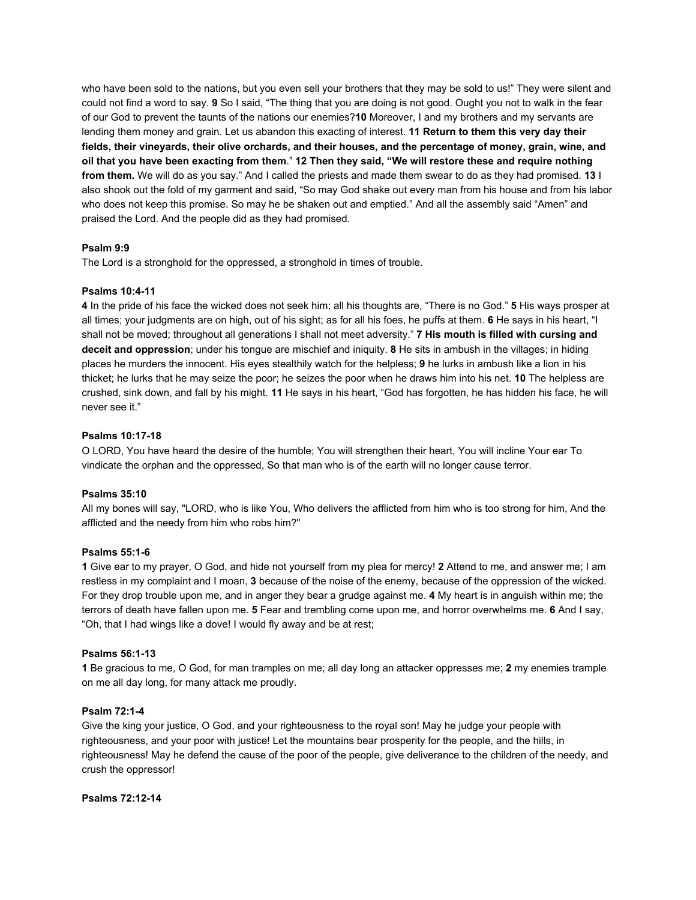who have been sold to the nations, but you even sell your brothers that they may be sold to us!" They were silent and could not find a word to say. **9** So I said, "The thing that you are doing is not good. Ought you not to walk in the fear of our God to prevent the taunts of the nations our enemies?**10** Moreover, I and my brothers and my servants are lending them money and grain. Let us abandon this exacting of interest. **11 Return to them this very day their fields, their vineyards, their olive orchards, and their houses, and the percentage of money, grain, wine, and oil that you have been exacting from them**." **12 Then they said, "We will restore these and require nothing from them.** We will do as you say." And I called the priests and made them swear to do as they had promised. **13** I also shook out the fold of my garment and said, "So may God shake out every man from his house and from his labor who does not keep this promise. So may he be shaken out and emptied." And all the assembly said "Amen" and praised the Lord. And the people did as they had promised.

**Psalm 9:9**

The Lord is a stronghold for the oppressed, a stronghold in times of trouble.

**Psalms 10:4-11**

**4** In the pride of his face the wicked does not seek him; all his thoughts are, "There is no God." **5** His ways prosper at all times; your judgments are on high, out of his sight; as for all his foes, he puffs at them. **6** He says in his heart, "I shall not be moved; throughout all generations I shall not meet adversity." **7 His mouth is filled with cursing and deceit and oppression**; under his tongue are mischief and iniquity. **8** He sits in ambush in the villages; in hiding places he murders the innocent. His eyes stealthily watch for the helpless; **9** he lurks in ambush like a lion in his thicket; he lurks that he may seize the poor; he seizes the poor when he draws him into his net. **10** The helpless are crushed, sink down, and fall by his might. **11** He says in his heart, "God has forgotten, he has hidden his face, he will never see it."

**Psalms 10:17-18**

O LORD, You have heard the desire of the humble; You will strengthen their heart, You will incline Your ear To vindicate the orphan and the oppressed, So that man who is of the earth will no longer cause terror.

**Psalms 35:10**

All my bones will say, "LORD, who is like You, Who delivers the afflicted from him who is too strong for him, And the afflicted and the needy from him who robs him?"

**Psalms 55:1-6**

**1** Give ear to my prayer, O God, and hide not yourself from my plea for mercy! **2** Attend to me, and answer me; I am restless in my complaint and I moan, **3** because of the noise of the enemy, because of the oppression of the wicked. For they drop trouble upon me, and in anger they bear a grudge against me. **4** My heart is in anguish within me; the terrors of death have fallen upon me. **5** Fear and trembling come upon me, and horror overwhelms me. **6** And I say, "Oh, that I had wings like a dove! I would fly away and be at rest;

**Psalms 56:1-13**

**1** Be gracious to me, O God, for man tramples on me; all day long an attacker oppresses me; **2** my enemies trample on me all day long, for many attack me proudly.

**Psalm 72:1-4**

Give the king your justice, O God, and your righteousness to the royal son! May he judge your people with righteousness, and your poor with justice! Let the mountains bear prosperity for the people, and the hills, in righteousness! May he defend the cause of the poor of the people, give deliverance to the children of the needy, and crush the oppressor!

**Psalms 72:12-14**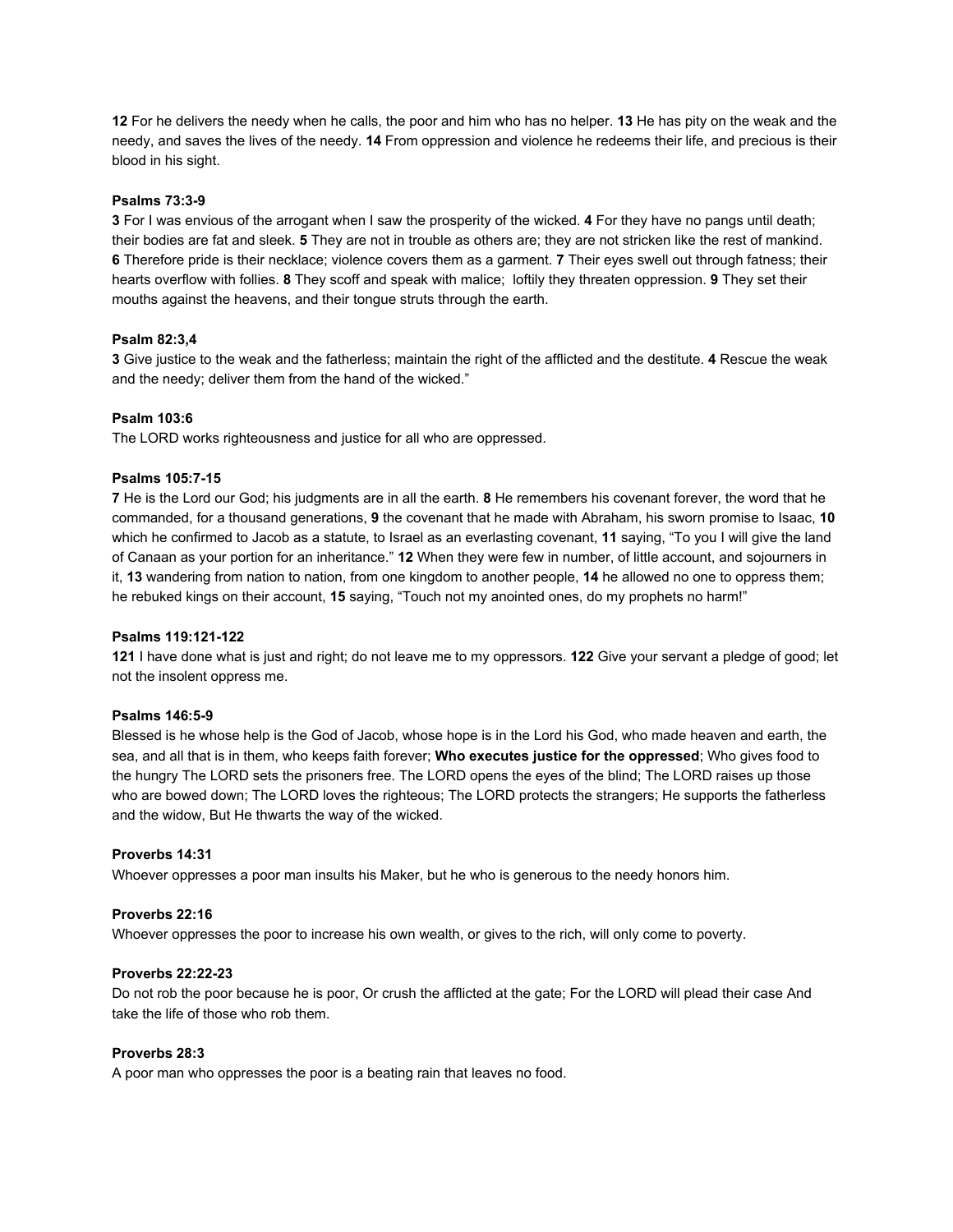**12** For he delivers the needy when he calls, the poor and him who has no helper. **13** He has pity on the weak and the needy, and saves the lives of the needy. **14** From oppression and violence he redeems their life, and precious is their blood in his sight.

**Psalms 73:3-9**
**3** For I was envious of the arrogant when I saw the prosperity of the wicked. **4** For they have no pangs until death; their bodies are fat and sleek. **5** They are not in trouble as others are; they are not stricken like the rest of mankind. **6** Therefore pride is their necklace; violence covers them as a garment. **7** Their eyes swell out through fatness; their hearts overflow with follies. **8** They scoff and speak with malice; loftily they threaten oppression. **9** They set their mouths against the heavens, and their tongue struts through the earth.

**Psalm 82:3,4**
**3** Give justice to the weak and the fatherless; maintain the right of the afflicted and the destitute. **4** Rescue the weak and the needy; deliver them from the hand of the wicked."

**Psalm 103:6**
The LORD works righteousness and justice for all who are oppressed.

**Psalms 105:7-15**
**7** He is the Lord our God; his judgments are in all the earth. **8** He remembers his covenant forever, the word that he commanded, for a thousand generations, **9** the covenant that he made with Abraham, his sworn promise to Isaac, **10** which he confirmed to Jacob as a statute, to Israel as an everlasting covenant, **11** saying, "To you I will give the land of Canaan as your portion for an inheritance." **12** When they were few in number, of little account, and sojourners in it, **13** wandering from nation to nation, from one kingdom to another people, **14** he allowed no one to oppress them; he rebuked kings on their account, **15** saying, "Touch not my anointed ones, do my prophets no harm!"

**Psalms 119:121-122**
**121** I have done what is just and right; do not leave me to my oppressors. **122** Give your servant a pledge of good; let not the insolent oppress me.

**Psalms 146:5-9**
Blessed is he whose help is the God of Jacob, whose hope is in the Lord his God, who made heaven and earth, the sea, and all that is in them, who keeps faith forever; **Who executes justice for the oppressed**; Who gives food to the hungry The LORD sets the prisoners free. The LORD opens the eyes of the blind; The LORD raises up those who are bowed down; The LORD loves the righteous; The LORD protects the strangers; He supports the fatherless and the widow, But He thwarts the way of the wicked.

**Proverbs 14:31**
Whoever oppresses a poor man insults his Maker, but he who is generous to the needy honors him.

**Proverbs 22:16**
Whoever oppresses the poor to increase his own wealth, or gives to the rich, will only come to poverty.

**Proverbs 22:22-23**
Do not rob the poor because he is poor, Or crush the afflicted at the gate; For the LORD will plead their case And take the life of those who rob them.

**Proverbs 28:3**
A poor man who oppresses the poor is a beating rain that leaves no food.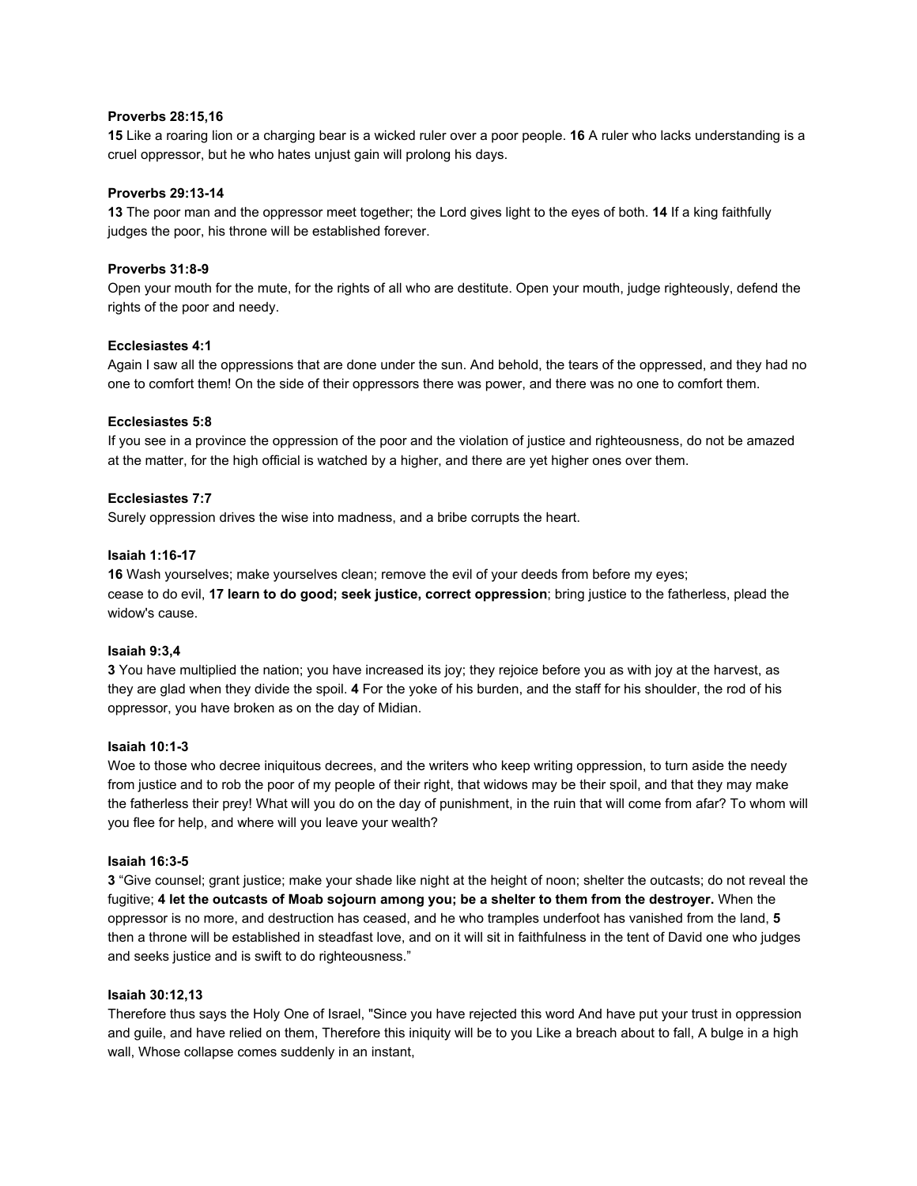**Proverbs 28:15,16**
**15** Like a roaring lion or a charging bear is a wicked ruler over a poor people. **16** A ruler who lacks understanding is a cruel oppressor, but he who hates unjust gain will prolong his days.

**Proverbs 29:13-14**
**13** The poor man and the oppressor meet together; the Lord gives light to the eyes of both. **14** If a king faithfully judges the poor, his throne will be established forever.

**Proverbs 31:8-9**
Open your mouth for the mute, for the rights of all who are destitute. Open your mouth, judge righteously, defend the rights of the poor and needy.

**Ecclesiastes 4:1**
Again I saw all the oppressions that are done under the sun. And behold, the tears of the oppressed, and they had no one to comfort them! On the side of their oppressors there was power, and there was no one to comfort them.

**Ecclesiastes 5:8**
If you see in a province the oppression of the poor and the violation of justice and righteousness, do not be amazed at the matter, for the high official is watched by a higher, and there are yet higher ones over them.

**Ecclesiastes 7:7**
Surely oppression drives the wise into madness, and a bribe corrupts the heart.

**Isaiah 1:16-17**
**16** Wash yourselves; make yourselves clean; remove the evil of your deeds from before my eyes;
cease to do evil, **17 learn to do good; seek justice, correct oppression**; bring justice to the fatherless, plead the widow's cause.

**Isaiah 9:3,4**
**3** You have multiplied the nation; you have increased its joy; they rejoice before you as with joy at the harvest, as they are glad when they divide the spoil. **4** For the yoke of his burden, and the staff for his shoulder, the rod of his oppressor, you have broken as on the day of Midian.

**Isaiah 10:1-3**
Woe to those who decree iniquitous decrees, and the writers who keep writing oppression, to turn aside the needy from justice and to rob the poor of my people of their right, that widows may be their spoil, and that they may make the fatherless their prey! What will you do on the day of punishment, in the ruin that will come from afar? To whom will you flee for help, and where will you leave your wealth?

**Isaiah 16:3-5**
**3** “Give counsel; grant justice; make your shade like night at the height of noon; shelter the outcasts; do not reveal the fugitive; **4 let the outcasts of Moab sojourn among you; be a shelter to them from the destroyer.** When the oppressor is no more, and destruction has ceased, and he who tramples underfoot has vanished from the land, **5** then a throne will be established in steadfast love, and on it will sit in faithfulness in the tent of David one who judges and seeks justice and is swift to do righteousness.”

**Isaiah 30:12,13**
Therefore thus says the Holy One of Israel, "Since you have rejected this word And have put your trust in oppression and guile, and have relied on them, Therefore this iniquity will be to you Like a breach about to fall, A bulge in a high wall, Whose collapse comes suddenly in an instant,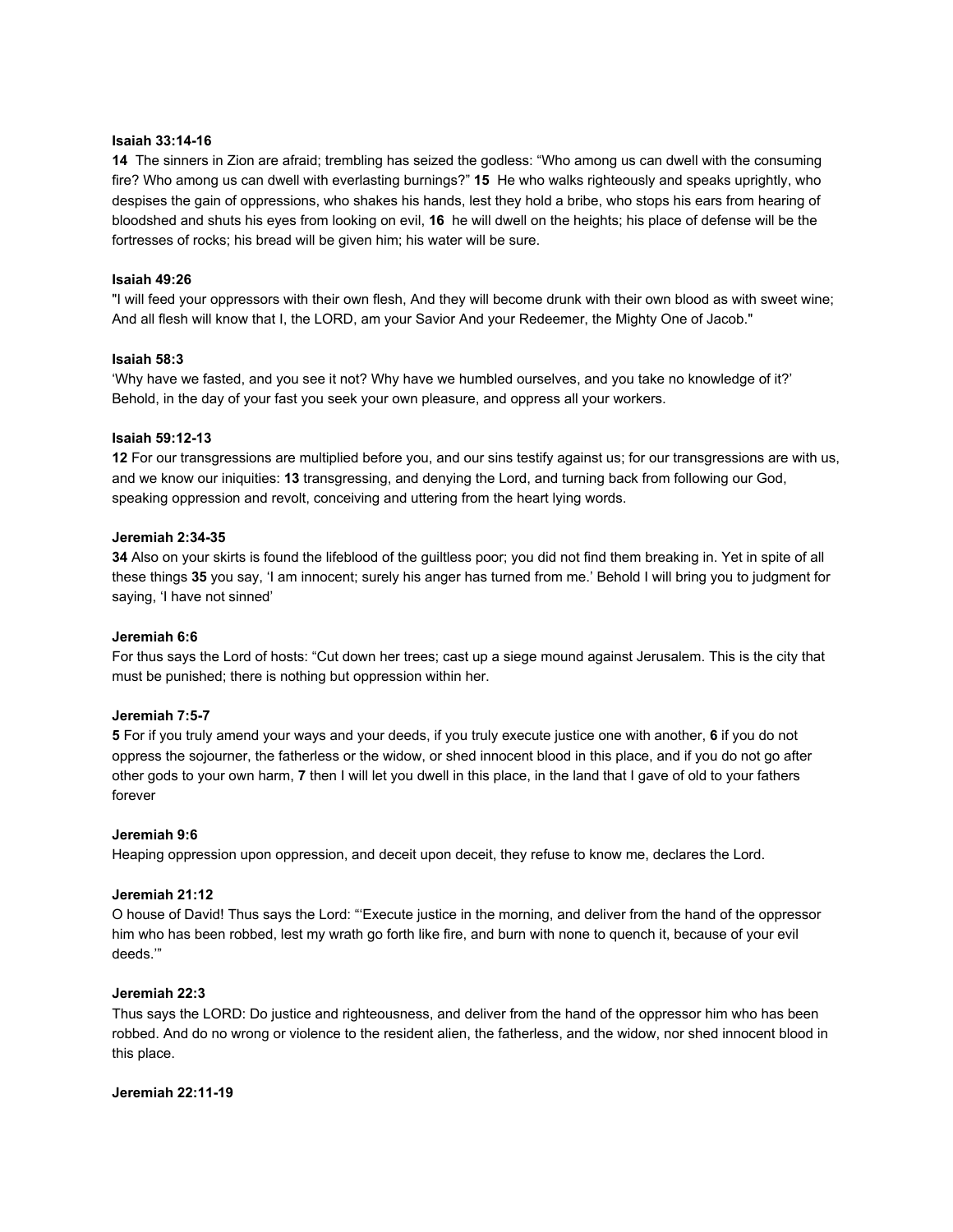**Isaiah 33:14-16**

**14** The sinners in Zion are afraid; trembling has seized the godless: “Who among us can dwell with the consuming fire? Who among us can dwell with everlasting burnings?” **15** He who walks righteously and speaks uprightly, who despises the gain of oppressions, who shakes his hands, lest they hold a bribe, who stops his ears from hearing of bloodshed and shuts his eyes from looking on evil, **16** he will dwell on the heights; his place of defense will be the fortresses of rocks; his bread will be given him; his water will be sure.

**Isaiah 49:26**

"I will feed your oppressors with their own flesh, And they will become drunk with their own blood as with sweet wine; And all flesh will know that I, the LORD, am your Savior And your Redeemer, the Mighty One of Jacob."

**Isaiah 58:3**

‘Why have we fasted, and you see it not? Why have we humbled ourselves, and you take no knowledge of it?’ Behold, in the day of your fast you seek your own pleasure, and oppress all your workers.

**Isaiah 59:12-13**

**12** For our transgressions are multiplied before you, and our sins testify against us; for our transgressions are with us, and we know our iniquities: **13** transgressing, and denying the Lord, and turning back from following our God, speaking oppression and revolt, conceiving and uttering from the heart lying words.

**Jeremiah 2:34-35**

**34** Also on your skirts is found the lifeblood of the guiltless poor; you did not find them breaking in. Yet in spite of all these things **35** you say, ‘I am innocent; surely his anger has turned from me.’ Behold I will bring you to judgment for saying, ‘I have not sinned’

**Jeremiah 6:6**

For thus says the Lord of hosts: “Cut down her trees; cast up a siege mound against Jerusalem. This is the city that must be punished; there is nothing but oppression within her.

**Jeremiah 7:5-7**

**5** For if you truly amend your ways and your deeds, if you truly execute justice one with another, **6** if you do not oppress the sojourner, the fatherless or the widow, or shed innocent blood in this place, and if you do not go after other gods to your own harm, **7** then I will let you dwell in this place, in the land that I gave of old to your fathers forever

**Jeremiah 9:6**

Heaping oppression upon oppression, and deceit upon deceit, they refuse to know me, declares the Lord.

**Jeremiah 21:12**

O house of David! Thus says the Lord: “‘Execute justice in the morning, and deliver from the hand of the oppressor him who has been robbed, lest my wrath go forth like fire, and burn with none to quench it, because of your evil deeds.’”

**Jeremiah 22:3**

Thus says the LORD: Do justice and righteousness, and deliver from the hand of the oppressor him who has been robbed. And do no wrong or violence to the resident alien, the fatherless, and the widow, nor shed innocent blood in this place.

**Jeremiah 22:11-19**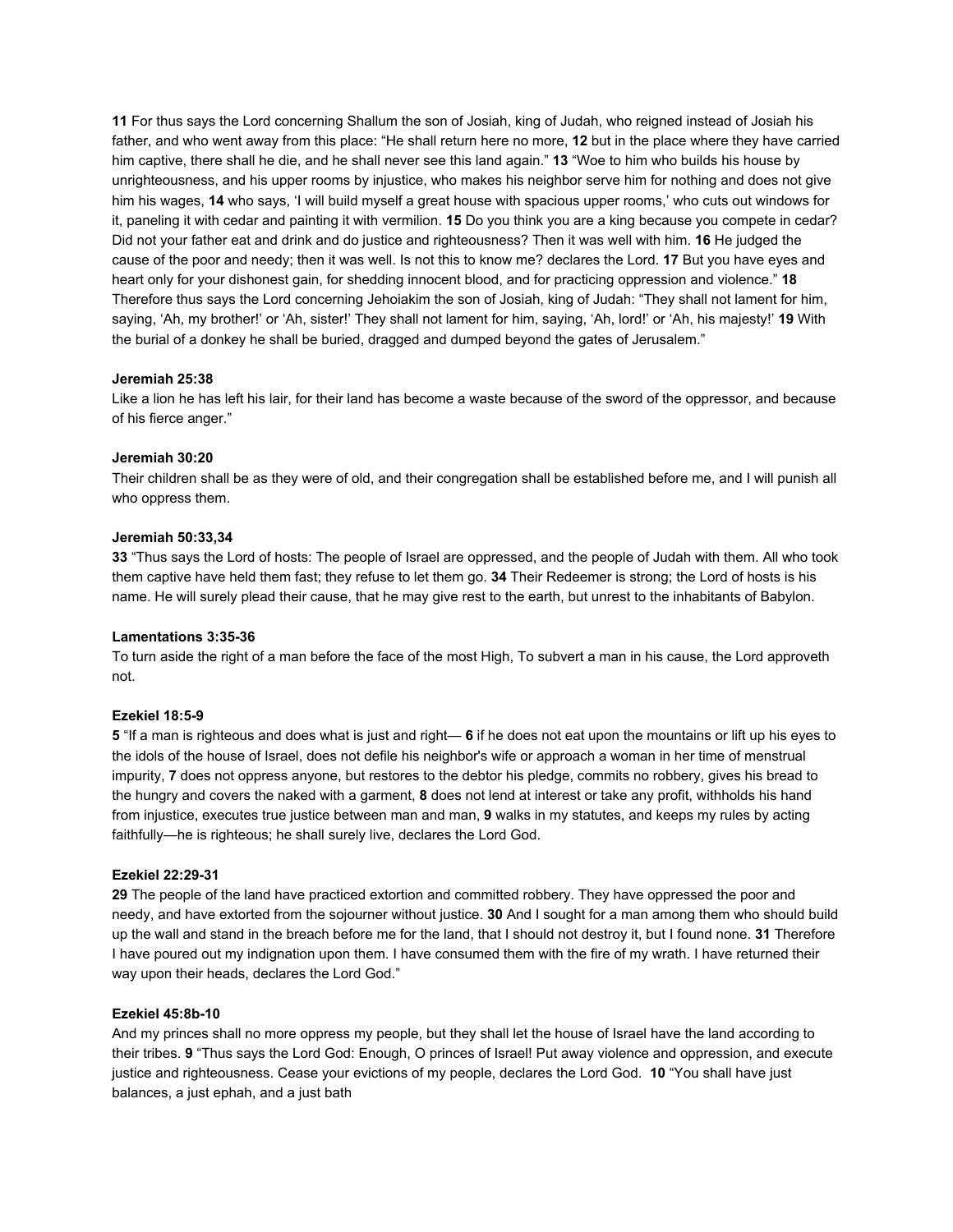**11** For thus says the Lord concerning Shallum the son of Josiah, king of Judah, who reigned instead of Josiah his father, and who went away from this place: “He shall return here no more, **12** but in the place where they have carried him captive, there shall he die, and he shall never see this land again.” **13** “Woe to him who builds his house by unrighteousness, and his upper rooms by injustice, who makes his neighbor serve him for nothing and does not give him his wages, **14** who says, ‘I will build myself a great house with spacious upper rooms,’ who cuts out windows for it, paneling it with cedar and painting it with vermilion. **15** Do you think you are a king because you compete in cedar? Did not your father eat and drink and do justice and righteousness? Then it was well with him. **16** He judged the cause of the poor and needy; then it was well. Is not this to know me? declares the Lord. **17** But you have eyes and heart only for your dishonest gain, for shedding innocent blood, and for practicing oppression and violence.” **18** Therefore thus says the Lord concerning Jehoiakim the son of Josiah, king of Judah: “They shall not lament for him, saying, ‘Ah, my brother!’ or ‘Ah, sister!’ They shall not lament for him, saying, ‘Ah, lord!’ or ‘Ah, his majesty!’ **19** With the burial of a donkey he shall be buried, dragged and dumped beyond the gates of Jerusalem.”

**Jeremiah 25:38**

Like a lion he has left his lair, for their land has become a waste because of the sword of the oppressor, and because of his fierce anger.”

**Jeremiah 30:20**

Their children shall be as they were of old, and their congregation shall be established before me, and I will punish all who oppress them.

**Jeremiah 50:33,34**

**33** “Thus says the Lord of hosts: The people of Israel are oppressed, and the people of Judah with them. All who took them captive have held them fast; they refuse to let them go. **34** Their Redeemer is strong; the Lord of hosts is his name. He will surely plead their cause, that he may give rest to the earth, but unrest to the inhabitants of Babylon.

**Lamentations 3:35-36**

To turn aside the right of a man before the face of the most High, To subvert a man in his cause, the Lord approveth not.

**Ezekiel 18:5-9**

**5** “If a man is righteous and does what is just and right— **6** if he does not eat upon the mountains or lift up his eyes to the idols of the house of Israel, does not defile his neighbor's wife or approach a woman in her time of menstrual impurity, **7** does not oppress anyone, but restores to the debtor his pledge, commits no robbery, gives his bread to the hungry and covers the naked with a garment, **8** does not lend at interest or take any profit, withholds his hand from injustice, executes true justice between man and man, **9** walks in my statutes, and keeps my rules by acting faithfully—he is righteous; he shall surely live, declares the Lord God.

**Ezekiel 22:29-31**

**29** The people of the land have practiced extortion and committed robbery. They have oppressed the poor and needy, and have extorted from the sojourner without justice. **30** And I sought for a man among them who should build up the wall and stand in the breach before me for the land, that I should not destroy it, but I found none. **31** Therefore I have poured out my indignation upon them. I have consumed them with the fire of my wrath. I have returned their way upon their heads, declares the Lord God.”

**Ezekiel 45:8b-10**

And my princes shall no more oppress my people, but they shall let the house of Israel have the land according to their tribes. **9** “Thus says the Lord God: Enough, O princes of Israel! Put away violence and oppression, and execute justice and righteousness. Cease your evictions of my people, declares the Lord God. **10** “You shall have just balances, a just ephah, and a just bath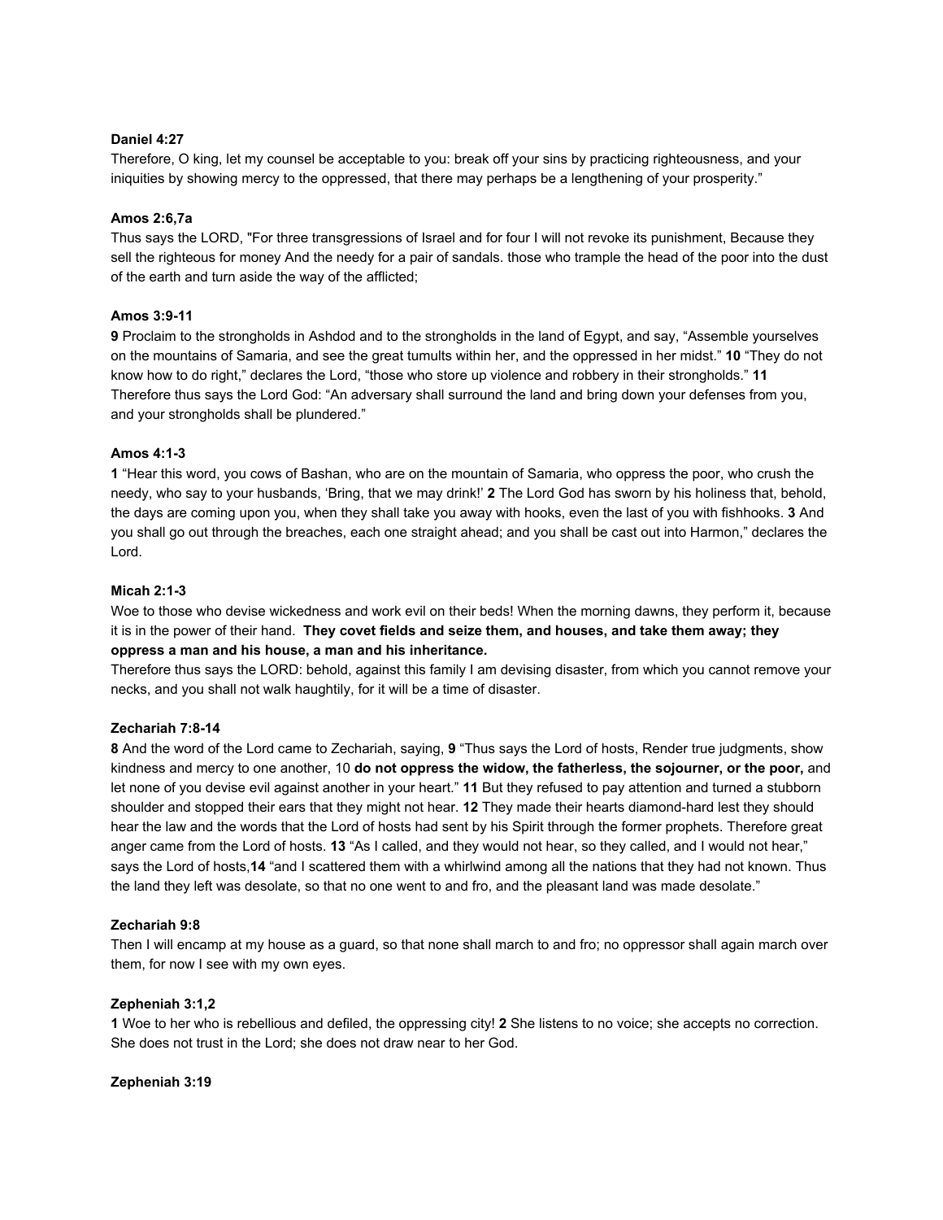**Daniel 4:27**

Therefore, O king, let my counsel be acceptable to you: break off your sins by practicing righteousness, and your iniquities by showing mercy to the oppressed, that there may perhaps be a lengthening of your prosperity."

**Amos 2:6,7a**

Thus says the LORD, "For three transgressions of Israel and for four I will not revoke its punishment, Because they sell the righteous for money And the needy for a pair of sandals. those who trample the head of the poor into the dust of the earth and turn aside the way of the afflicted;

**Amos 3:9-11**

**9** Proclaim to the strongholds in Ashdod and to the strongholds in the land of Egypt, and say, "Assemble yourselves on the mountains of Samaria, and see the great tumults within her, and the oppressed in her midst." **10** "They do not know how to do right," declares the Lord, "those who store up violence and robbery in their strongholds." **11** Therefore thus says the Lord God: "An adversary shall surround the land and bring down your defenses from you, and your strongholds shall be plundered."

**Amos 4:1-3**

**1** "Hear this word, you cows of Bashan, who are on the mountain of Samaria, who oppress the poor, who crush the needy, who say to your husbands, 'Bring, that we may drink!' **2** The Lord God has sworn by his holiness that, behold, the days are coming upon you, when they shall take you away with hooks, even the last of you with fishhooks. **3** And you shall go out through the breaches, each one straight ahead; and you shall be cast out into Harmon," declares the Lord.

**Micah 2:1-3**

Woe to those who devise wickedness and work evil on their beds! When the morning dawns, they perform it, because it is in the power of their hand. **They covet fields and seize them, and houses, and take them away; they oppress a man and his house, a man and his inheritance.**

Therefore thus says the LORD: behold, against this family I am devising disaster, from which you cannot remove your necks, and you shall not walk haughtily, for it will be a time of disaster.

**Zechariah 7:8-14**

**8** And the word of the Lord came to Zechariah, saying, **9** "Thus says the Lord of hosts, Render true judgments, show kindness and mercy to one another, 10 **do not oppress the widow, the fatherless, the sojourner, or the poor,** and let none of you devise evil against another in your heart." **11** But they refused to pay attention and turned a stubborn shoulder and stopped their ears that they might not hear. **12** They made their hearts diamond-hard lest they should hear the law and the words that the Lord of hosts had sent by his Spirit through the former prophets. Therefore great anger came from the Lord of hosts. **13** "As I called, and they would not hear, so they called, and I would not hear," says the Lord of hosts,**14** "and I scattered them with a whirlwind among all the nations that they had not known. Thus the land they left was desolate, so that no one went to and fro, and the pleasant land was made desolate."

**Zechariah 9:8**

Then I will encamp at my house as a guard, so that none shall march to and fro; no oppressor shall again march over them, for now I see with my own eyes.

**Zepheniah 3:1,2**

**1** Woe to her who is rebellious and defiled, the oppressing city! **2** She listens to no voice; she accepts no correction. She does not trust in the Lord; she does not draw near to her God.

**Zepheniah 3:19**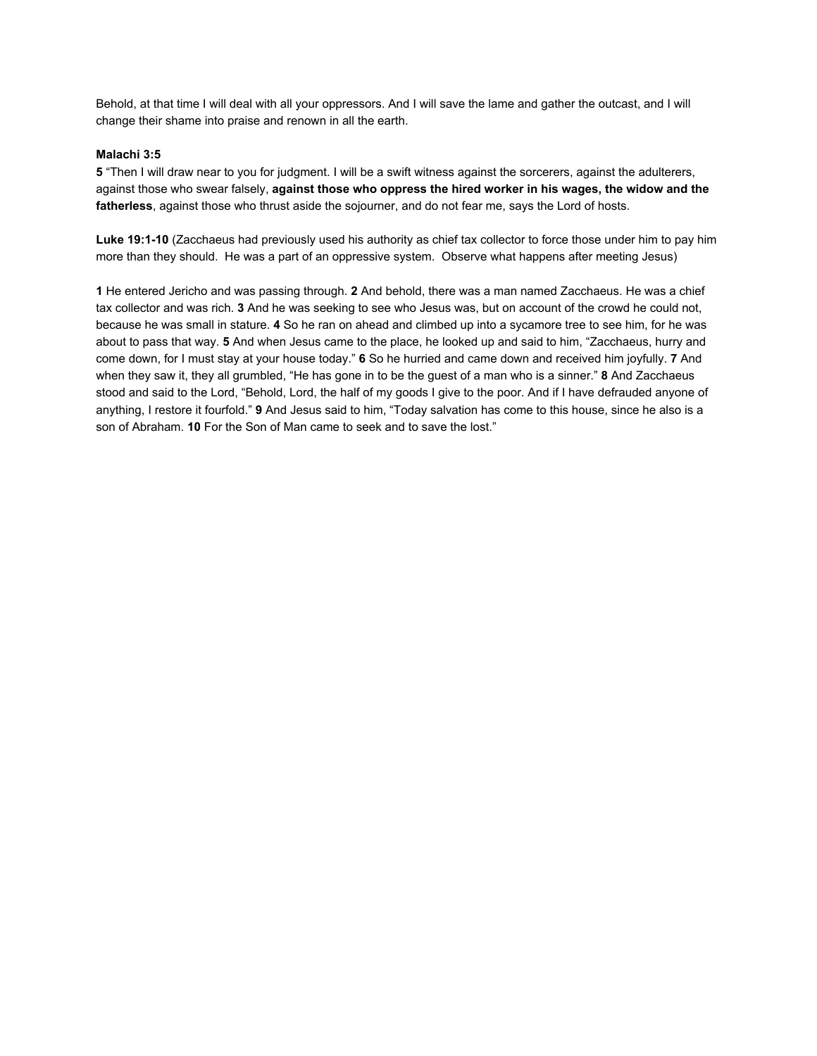Behold, at that time I will deal with all your oppressors. And I will save the lame and gather the outcast, and I will change their shame into praise and renown in all the earth.

**Malachi 3:5**
**5** "Then I will draw near to you for judgment. I will be a swift witness against the sorcerers, against the adulterers, against those who swear falsely, **against those who oppress the hired worker in his wages, the widow and the fatherless**, against those who thrust aside the sojourner, and do not fear me, says the Lord of hosts.

**Luke 19:1-10** (Zacchaeus had previously used his authority as chief tax collector to force those under him to pay him more than they should. He was a part of an oppressive system. Observe what happens after meeting Jesus)

**1** He entered Jericho and was passing through. **2** And behold, there was a man named Zacchaeus. He was a chief tax collector and was rich. **3** And he was seeking to see who Jesus was, but on account of the crowd he could not, because he was small in stature. **4** So he ran on ahead and climbed up into a sycamore tree to see him, for he was about to pass that way. **5** And when Jesus came to the place, he looked up and said to him, "Zacchaeus, hurry and come down, for I must stay at your house today." **6** So he hurried and came down and received him joyfully. **7** And when they saw it, they all grumbled, "He has gone in to be the guest of a man who is a sinner." **8** And Zacchaeus stood and said to the Lord, "Behold, Lord, the half of my goods I give to the poor. And if I have defrauded anyone of anything, I restore it fourfold." **9** And Jesus said to him, "Today salvation has come to this house, since he also is a son of Abraham. **10** For the Son of Man came to seek and to save the lost."